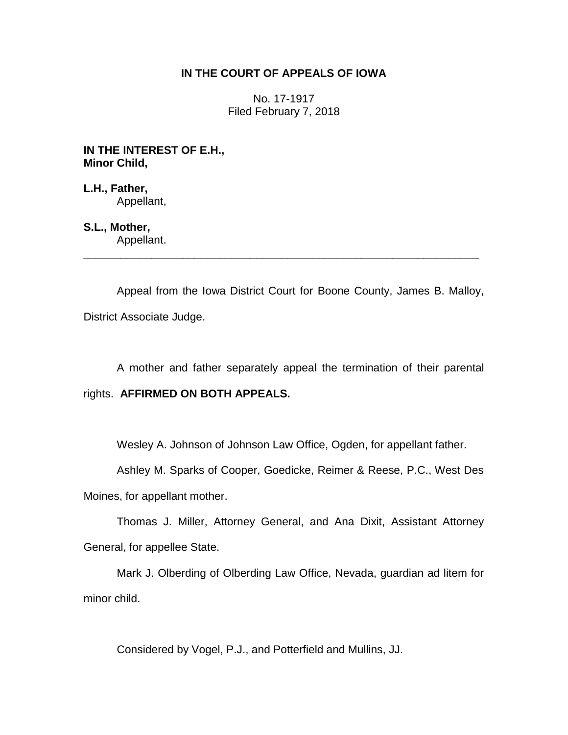**IN THE COURT OF APPEALS OF IOWA**

No. 17-1917
Filed February 7, 2018

**IN THE INTEREST OF E.H.,**
**Minor Child,**

**L.H., Father,**
Appellant,

**S.L., Mother,**
Appellant.

---

Appeal from the Iowa District Court for Boone County, James B. Malloy, District Associate Judge.

A mother and father separately appeal the termination of their parental rights. **AFFIRMED ON BOTH APPEALS.**

Wesley A. Johnson of Johnson Law Office, Ogden, for appellant father.

Ashley M. Sparks of Cooper, Goedicke, Reimer & Reese, P.C., West Des Moines, for appellant mother.

Thomas J. Miller, Attorney General, and Ana Dixit, Assistant Attorney General, for appellee State.

Mark J. Olberding of Olberding Law Office, Nevada, guardian ad litem for minor child.

Considered by Vogel, P.J., and Potterfield and Mullins, JJ.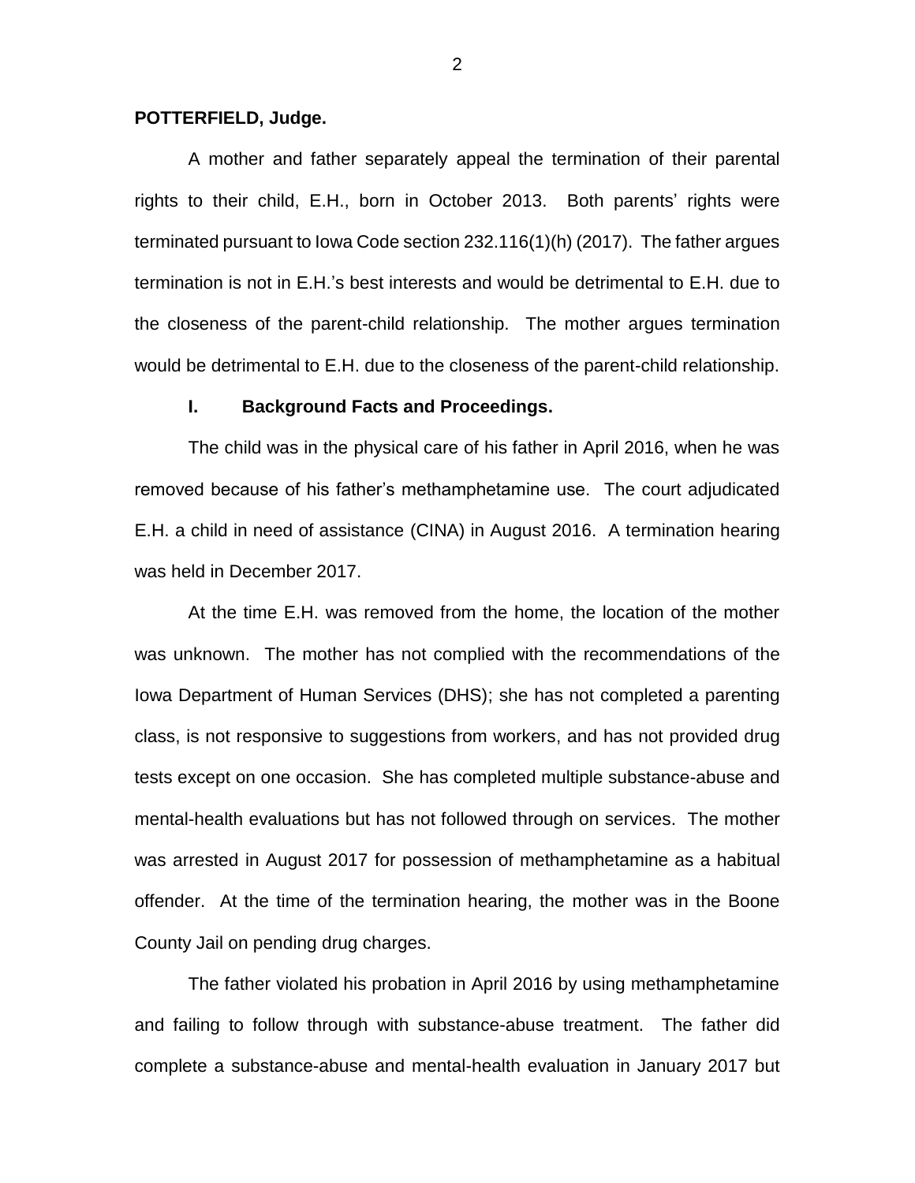**POTTERFIELD, Judge.**

A mother and father separately appeal the termination of their parental rights to their child, E.H., born in October 2013. Both parents' rights were terminated pursuant to Iowa Code section 232.116(1)(h) (2017). The father argues termination is not in E.H.'s best interests and would be detrimental to E.H. due to the closeness of the parent-child relationship. The mother argues termination would be detrimental to E.H. due to the closeness of the parent-child relationship.

## I. Background Facts and Proceedings.

The child was in the physical care of his father in April 2016, when he was removed because of his father's methamphetamine use. The court adjudicated E.H. a child in need of assistance (CINA) in August 2016. A termination hearing was held in December 2017.

At the time E.H. was removed from the home, the location of the mother was unknown. The mother has not complied with the recommendations of the Iowa Department of Human Services (DHS); she has not completed a parenting class, is not responsive to suggestions from workers, and has not provided drug tests except on one occasion. She has completed multiple substance-abuse and mental-health evaluations but has not followed through on services. The mother was arrested in August 2017 for possession of methamphetamine as a habitual offender. At the time of the termination hearing, the mother was in the Boone County Jail on pending drug charges.

The father violated his probation in April 2016 by using methamphetamine and failing to follow through with substance-abuse treatment. The father did complete a substance-abuse and mental-health evaluation in January 2017 but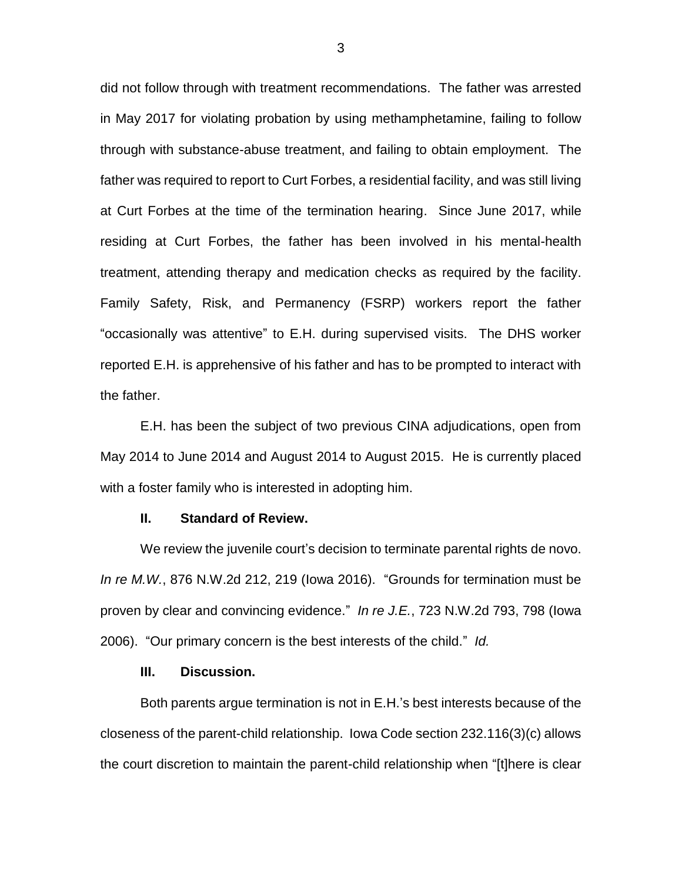did not follow through with treatment recommendations. The father was arrested in May 2017 for violating probation by using methamphetamine, failing to follow through with substance-abuse treatment, and failing to obtain employment. The father was required to report to Curt Forbes, a residential facility, and was still living at Curt Forbes at the time of the termination hearing. Since June 2017, while residing at Curt Forbes, the father has been involved in his mental-health treatment, attending therapy and medication checks as required by the facility. Family Safety, Risk, and Permanency (FSRP) workers report the father "occasionally was attentive" to E.H. during supervised visits. The DHS worker reported E.H. is apprehensive of his father and has to be prompted to interact with the father.

E.H. has been the subject of two previous CINA adjudications, open from May 2014 to June 2014 and August 2014 to August 2015. He is currently placed with a foster family who is interested in adopting him.

## II. Standard of Review.

We review the juvenile court's decision to terminate parental rights de novo. *In re M.W.*, 876 N.W.2d 212, 219 (Iowa 2016). "Grounds for termination must be proven by clear and convincing evidence." *In re J.E.*, 723 N.W.2d 793, 798 (Iowa 2006). "Our primary concern is the best interests of the child." *Id.*

## III. Discussion.

Both parents argue termination is not in E.H.'s best interests because of the closeness of the parent-child relationship. Iowa Code section 232.116(3)(c) allows the court discretion to maintain the parent-child relationship when "[t]here is clear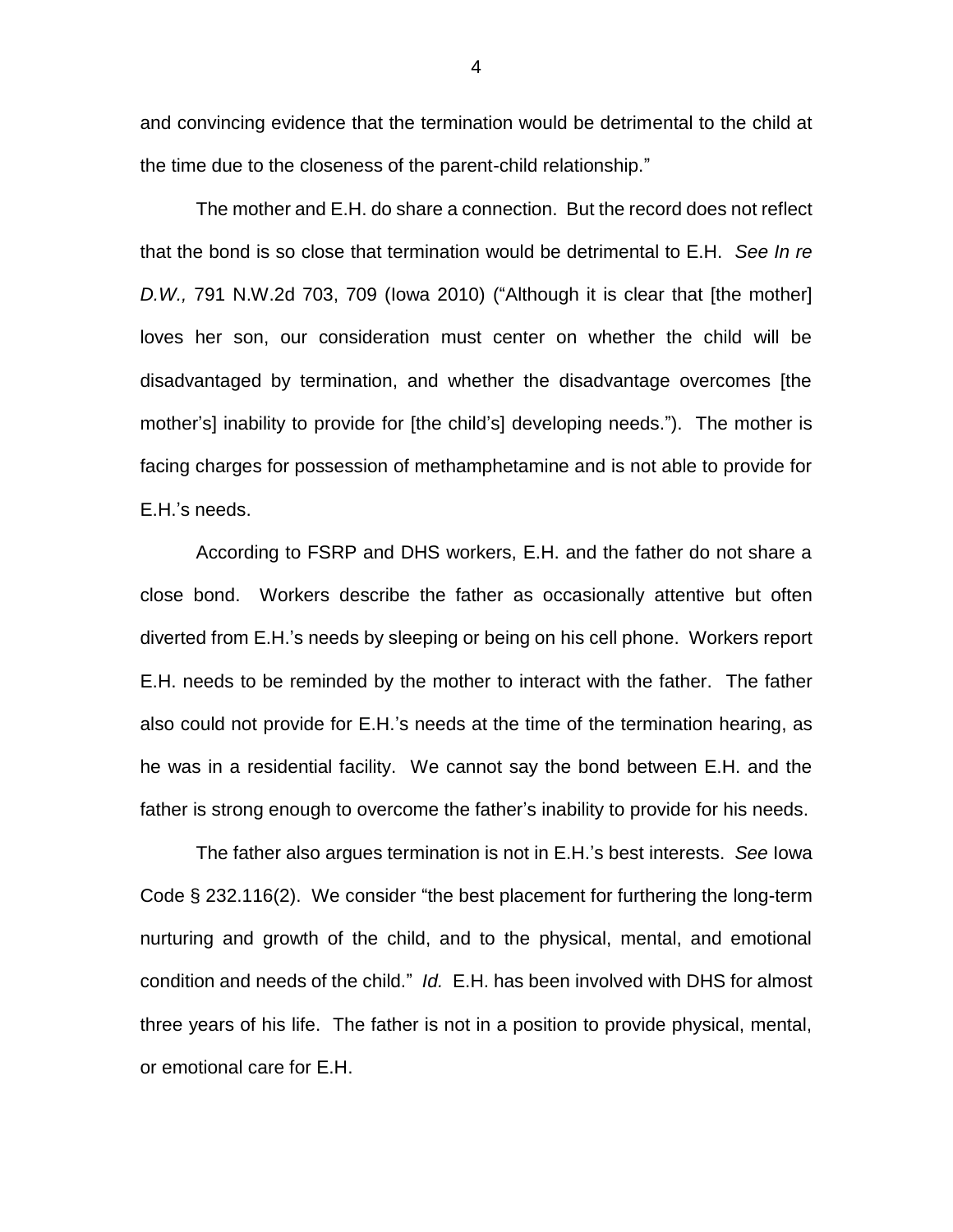and convincing evidence that the termination would be detrimental to the child at the time due to the closeness of the parent-child relationship."

The mother and E.H. do share a connection. But the record does not reflect that the bond is so close that termination would be detrimental to E.H. *See In re D.W.,* 791 N.W.2d 703, 709 (Iowa 2010) ("Although it is clear that [the mother] loves her son, our consideration must center on whether the child will be disadvantaged by termination, and whether the disadvantage overcomes [the mother's] inability to provide for [the child's] developing needs."). The mother is facing charges for possession of methamphetamine and is not able to provide for E.H.'s needs.

According to FSRP and DHS workers, E.H. and the father do not share a close bond. Workers describe the father as occasionally attentive but often diverted from E.H.'s needs by sleeping or being on his cell phone. Workers report E.H. needs to be reminded by the mother to interact with the father. The father also could not provide for E.H.'s needs at the time of the termination hearing, as he was in a residential facility. We cannot say the bond between E.H. and the father is strong enough to overcome the father's inability to provide for his needs.

The father also argues termination is not in E.H.'s best interests. *See* Iowa Code § 232.116(2). We consider "the best placement for furthering the long-term nurturing and growth of the child, and to the physical, mental, and emotional condition and needs of the child." *Id.* E.H. has been involved with DHS for almost three years of his life. The father is not in a position to provide physical, mental, or emotional care for E.H.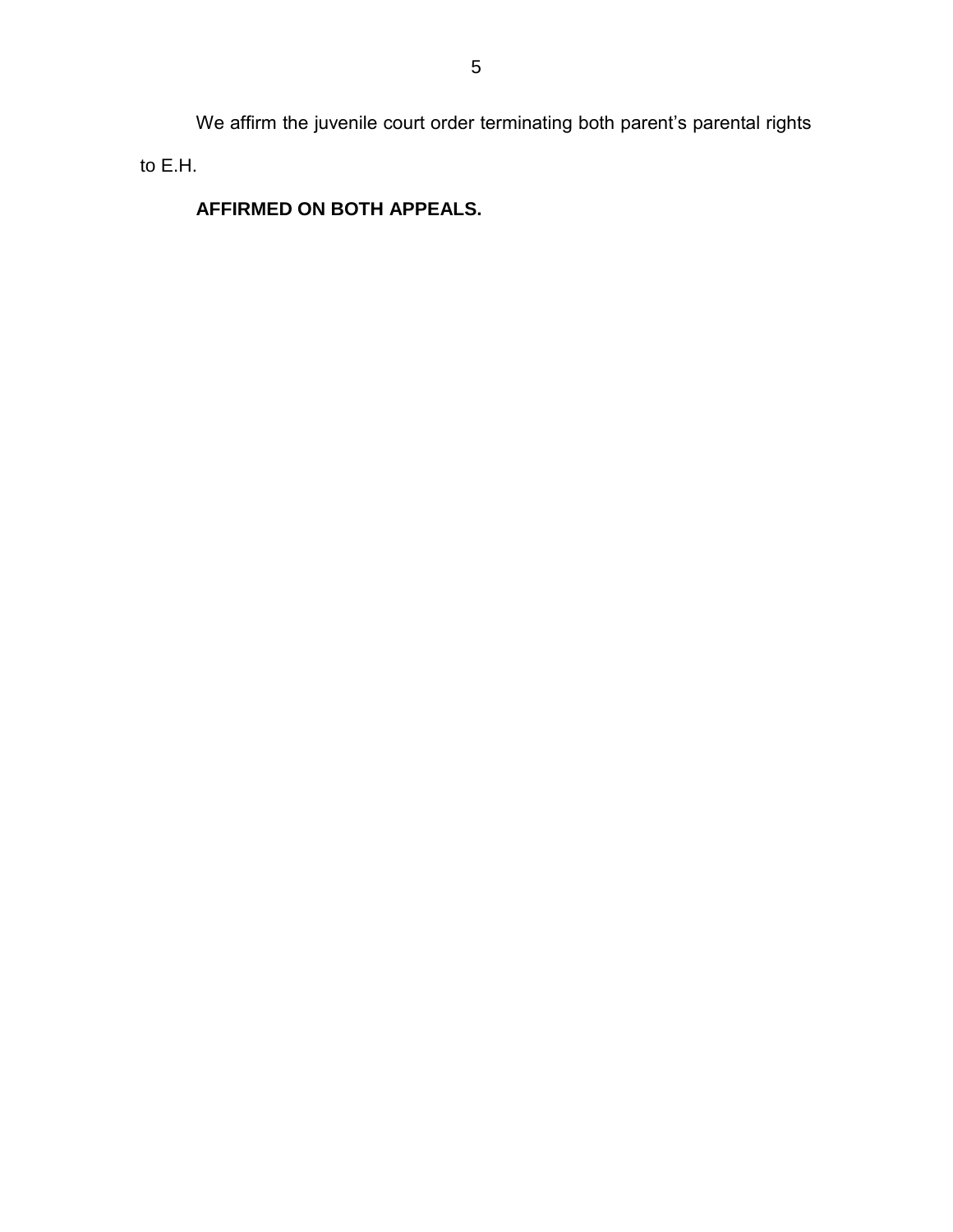We affirm the juvenile court order terminating both parent's parental rights to E.H.

**AFFIRMED ON BOTH APPEALS.**